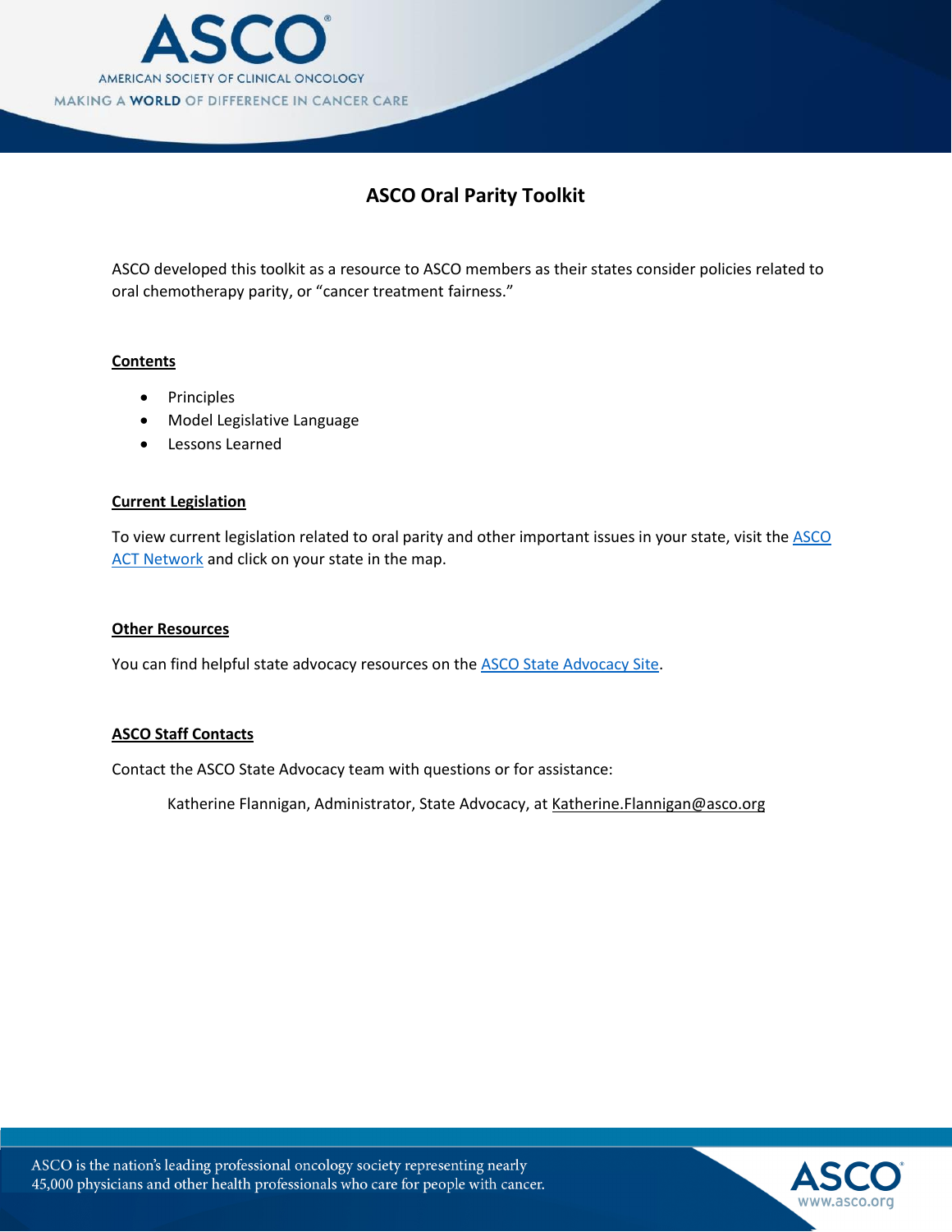# ASCO Oral Parity Toolkit

ASCO developed this toolkit as a resource to ASCO members as their states consider policies related to oral chemotherapy parity, or "cancer treatment fairness."

## Contents

- Principles
- Model Legislative Language
- Lessons Learned

## Current Legislation

To view current legislation related to oral parity and other important issues in your state, visit the ASCO ACT Network and click on your state in the map.

## Other Resources

You can find helpful state advocacy resources on the ASCO State Advocacy Site.

## ASCO Staff Contacts

Contact the ASCO State Advocacy team with questions or for assistance:

Katherine Flannigan, Administrator, State Advocacy, at Katherine.Flannigan@asco.org

ASCO is the nation's leading professional oncology society representing nearly 45,000 physicians and other health professionals who care for people with cancer.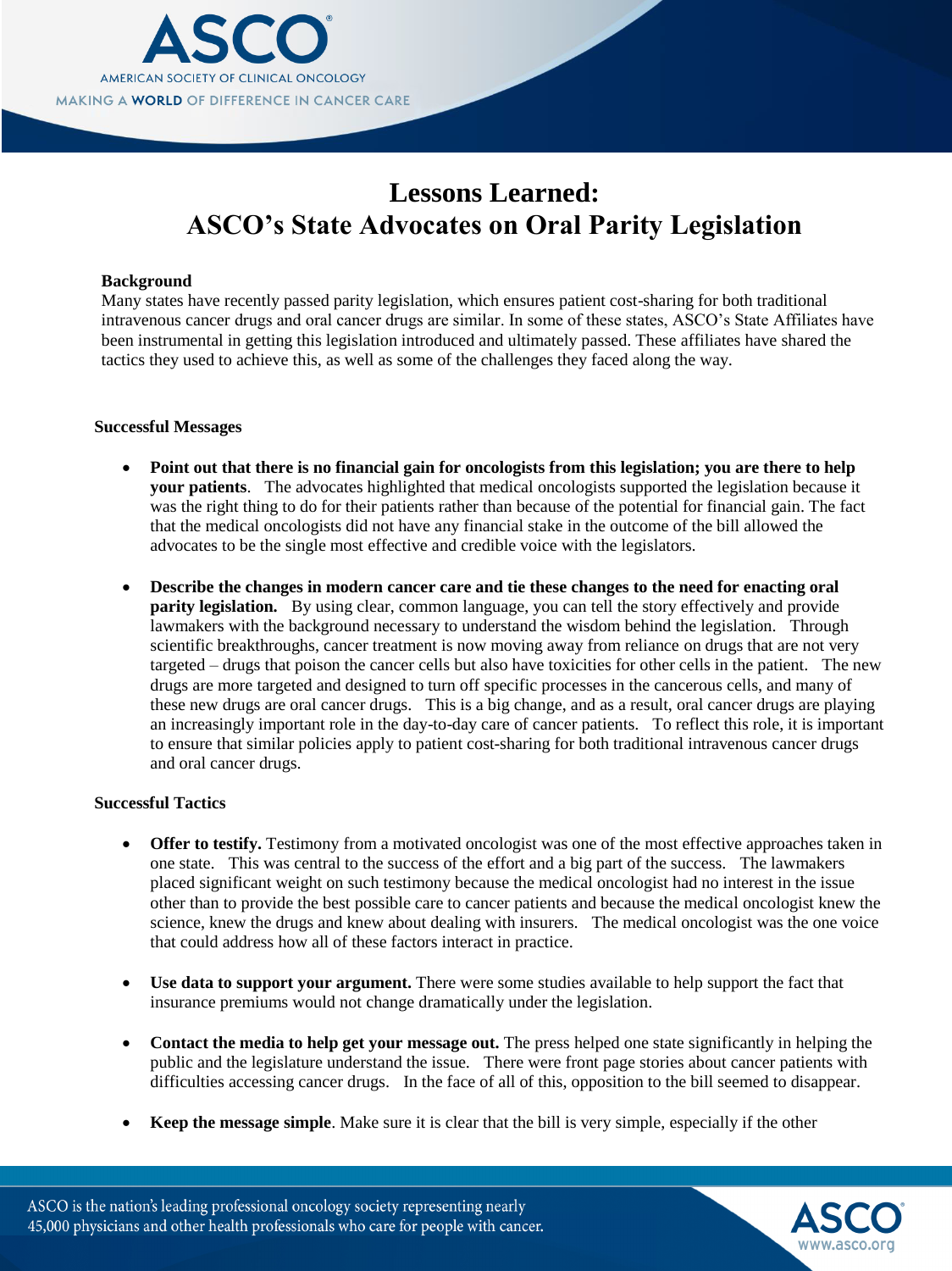# Lessons Learned: ASCO's State Advocates on Oral Parity Legislation

**Background**

Many states have recently passed parity legislation, which ensures patient cost-sharing for both traditional intravenous cancer drugs and oral cancer drugs are similar. In some of these states, ASCO's State Affiliates have been instrumental in getting this legislation introduced and ultimately passed. These affiliates have shared the tactics they used to achieve this, as well as some of the challenges they faced along the way.

**Successful Messages**

- **Point out that there is no financial gain for oncologists from this legislation; you are there to help your patients**. The advocates highlighted that medical oncologists supported the legislation because it was the right thing to do for their patients rather than because of the potential for financial gain. The fact that the medical oncologists did not have any financial stake in the outcome of the bill allowed the advocates to be the single most effective and credible voice with the legislators.

- **Describe the changes in modern cancer care and tie these changes to the need for enacting oral parity legislation.** By using clear, common language, you can tell the story effectively and provide lawmakers with the background necessary to understand the wisdom behind the legislation. Through scientific breakthroughs, cancer treatment is now moving away from reliance on drugs that are not very targeted – drugs that poison the cancer cells but also have toxicities for other cells in the patient. The new drugs are more targeted and designed to turn off specific processes in the cancerous cells, and many of these new drugs are oral cancer drugs. This is a big change, and as a result, oral cancer drugs are playing an increasingly important role in the day-to-day care of cancer patients. To reflect this role, it is important to ensure that similar policies apply to patient cost-sharing for both traditional intravenous cancer drugs and oral cancer drugs.

**Successful Tactics**

- **Offer to testify.** Testimony from a motivated oncologist was one of the most effective approaches taken in one state. This was central to the success of the effort and a big part of the success. The lawmakers placed significant weight on such testimony because the medical oncologist had no interest in the issue other than to provide the best possible care to cancer patients and because the medical oncologist knew the science, knew the drugs and knew about dealing with insurers. The medical oncologist was the one voice that could address how all of these factors interact in practice.

- **Use data to support your argument.** There were some studies available to help support the fact that insurance premiums would not change dramatically under the legislation.

- **Contact the media to help get your message out.** The press helped one state significantly in helping the public and the legislature understand the issue. There were front page stories about cancer patients with difficulties accessing cancer drugs. In the face of all of this, opposition to the bill seemed to disappear.

- **Keep the message simple**. Make sure it is clear that the bill is very simple, especially if the other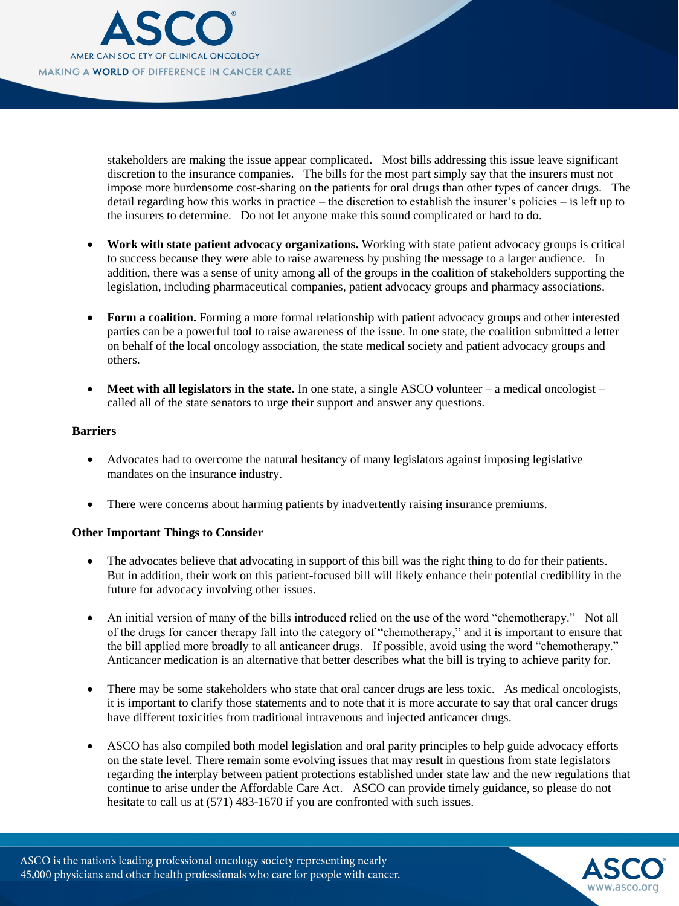stakeholders are making the issue appear complicated. Most bills addressing this issue leave significant discretion to the insurance companies. The bills for the most part simply say that the insurers must not impose more burdensome cost-sharing on the patients for oral drugs than other types of cancer drugs. The detail regarding how this works in practice – the discretion to establish the insurer's policies – is left up to the insurers to determine. Do not let anyone make this sound complicated or hard to do.

- **Work with state patient advocacy organizations.** Working with state patient advocacy groups is critical to success because they were able to raise awareness by pushing the message to a larger audience. In addition, there was a sense of unity among all of the groups in the coalition of stakeholders supporting the legislation, including pharmaceutical companies, patient advocacy groups and pharmacy associations.

- **Form a coalition.** Forming a more formal relationship with patient advocacy groups and other interested parties can be a powerful tool to raise awareness of the issue. In one state, the coalition submitted a letter on behalf of the local oncology association, the state medical society and patient advocacy groups and others.

- **Meet with all legislators in the state.** In one state, a single ASCO volunteer – a medical oncologist – called all of the state senators to urge their support and answer any questions.

**Barriers**

- Advocates had to overcome the natural hesitancy of many legislators against imposing legislative mandates on the insurance industry.

- There were concerns about harming patients by inadvertently raising insurance premiums.

**Other Important Things to Consider**

- The advocates believe that advocating in support of this bill was the right thing to do for their patients. But in addition, their work on this patient-focused bill will likely enhance their potential credibility in the future for advocacy involving other issues.

- An initial version of many of the bills introduced relied on the use of the word "chemotherapy." Not all of the drugs for cancer therapy fall into the category of "chemotherapy," and it is important to ensure that the bill applied more broadly to all anticancer drugs. If possible, avoid using the word "chemotherapy." Anticancer medication is an alternative that better describes what the bill is trying to achieve parity for.

- There may be some stakeholders who state that oral cancer drugs are less toxic. As medical oncologists, it is important to clarify those statements and to note that it is more accurate to say that oral cancer drugs have different toxicities from traditional intravenous and injected anticancer drugs.

- ASCO has also compiled both model legislation and oral parity principles to help guide advocacy efforts on the state level. There remain some evolving issues that may result in questions from state legislators regarding the interplay between patient protections established under state law and the new regulations that continue to arise under the Affordable Care Act. ASCO can provide timely guidance, so please do not hesitate to call us at (571) 483-1670 if you are confronted with such issues.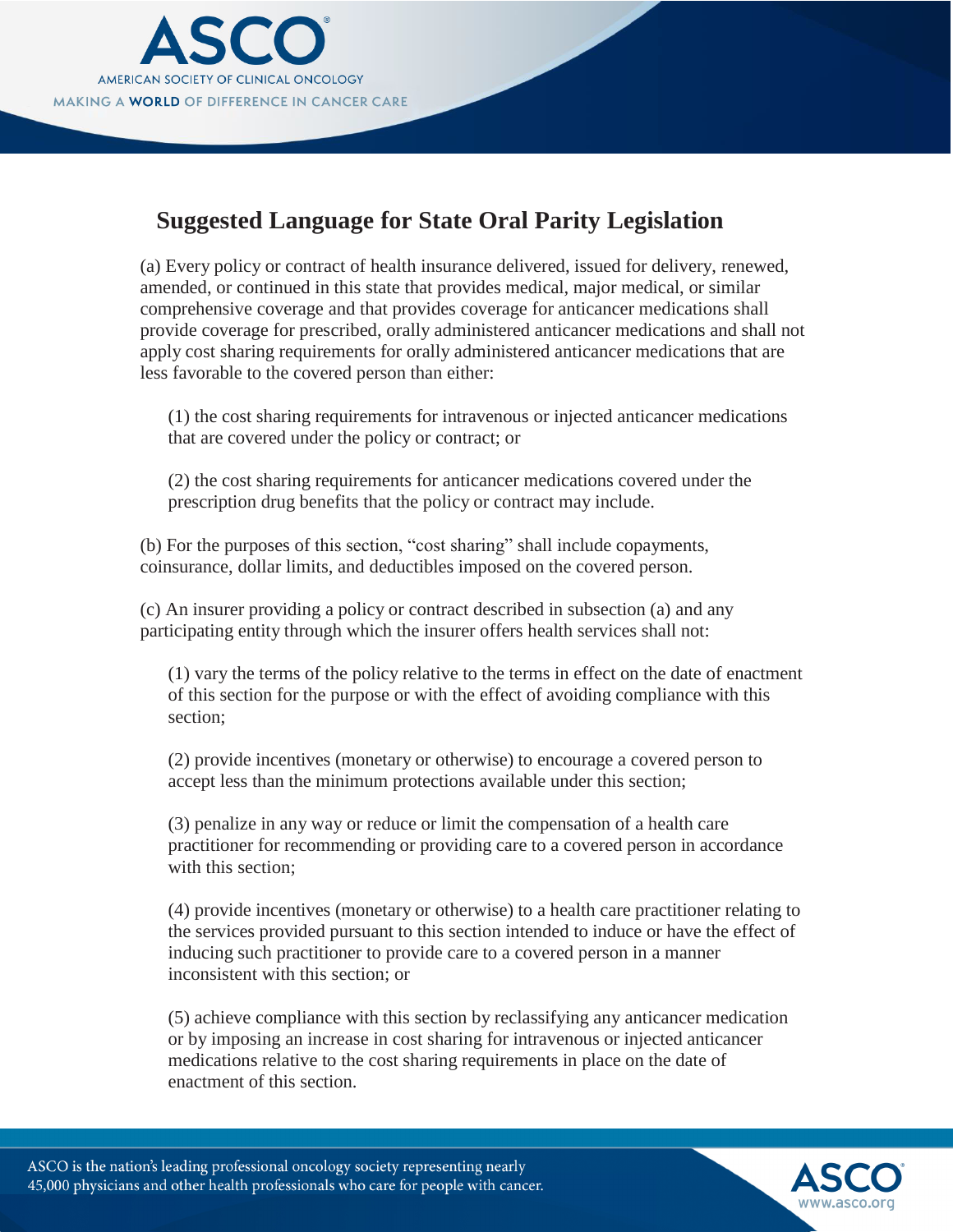## Suggested Language for State Oral Parity Legislation

(a) Every policy or contract of health insurance delivered, issued for delivery, renewed, amended, or continued in this state that provides medical, major medical, or similar comprehensive coverage and that provides coverage for anticancer medications shall provide coverage for prescribed, orally administered anticancer medications and shall not apply cost sharing requirements for orally administered anticancer medications that are less favorable to the covered person than either:

> (1) the cost sharing requirements for intravenous or injected anticancer medications that are covered under the policy or contract; or
>
> (2) the cost sharing requirements for anticancer medications covered under the prescription drug benefits that the policy or contract may include.

(b) For the purposes of this section, "cost sharing" shall include copayments, coinsurance, dollar limits, and deductibles imposed on the covered person.

(c) An insurer providing a policy or contract described in subsection (a) and any participating entity through which the insurer offers health services shall not:

> (1) vary the terms of the policy relative to the terms in effect on the date of enactment of this section for the purpose or with the effect of avoiding compliance with this section;
>
> (2) provide incentives (monetary or otherwise) to encourage a covered person to accept less than the minimum protections available under this section;
>
> (3) penalize in any way or reduce or limit the compensation of a health care practitioner for recommending or providing care to a covered person in accordance with this section;
>
> (4) provide incentives (monetary or otherwise) to a health care practitioner relating to the services provided pursuant to this section intended to induce or have the effect of inducing such practitioner to provide care to a covered person in a manner inconsistent with this section; or
>
> (5) achieve compliance with this section by reclassifying any anticancer medication or by imposing an increase in cost sharing for intravenous or injected anticancer medications relative to the cost sharing requirements in place on the date of enactment of this section.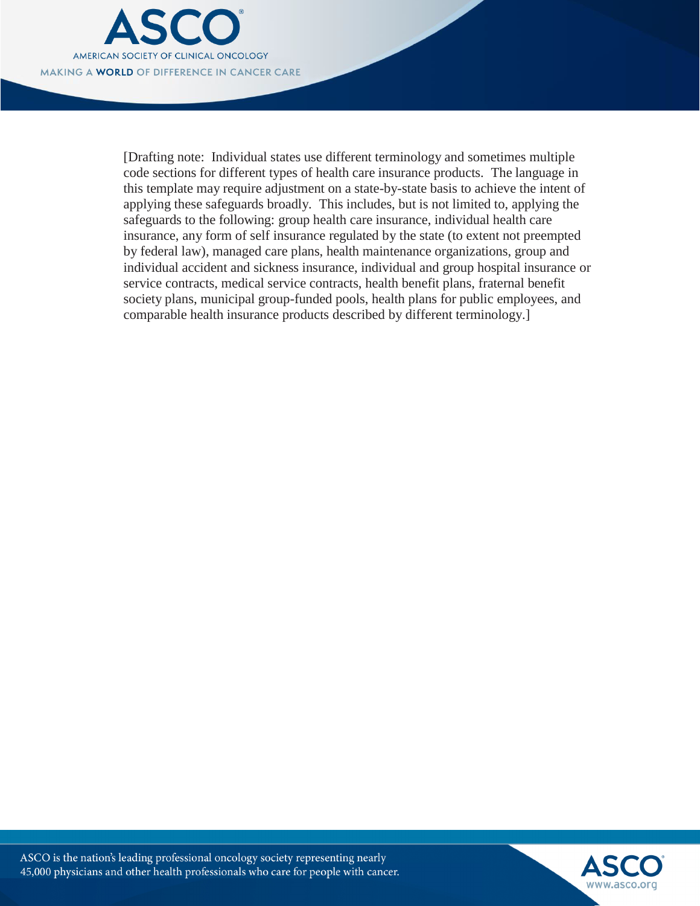[Drafting note: Individual states use different terminology and sometimes multiple code sections for different types of health care insurance products. The language in this template may require adjustment on a state-by-state basis to achieve the intent of applying these safeguards broadly. This includes, but is not limited to, applying the safeguards to the following: group health care insurance, individual health care insurance, any form of self insurance regulated by the state (to extent not preempted by federal law), managed care plans, health maintenance organizations, group and individual accident and sickness insurance, individual and group hospital insurance or service contracts, medical service contracts, health benefit plans, fraternal benefit society plans, municipal group-funded pools, health plans for public employees, and comparable health insurance products described by different terminology.]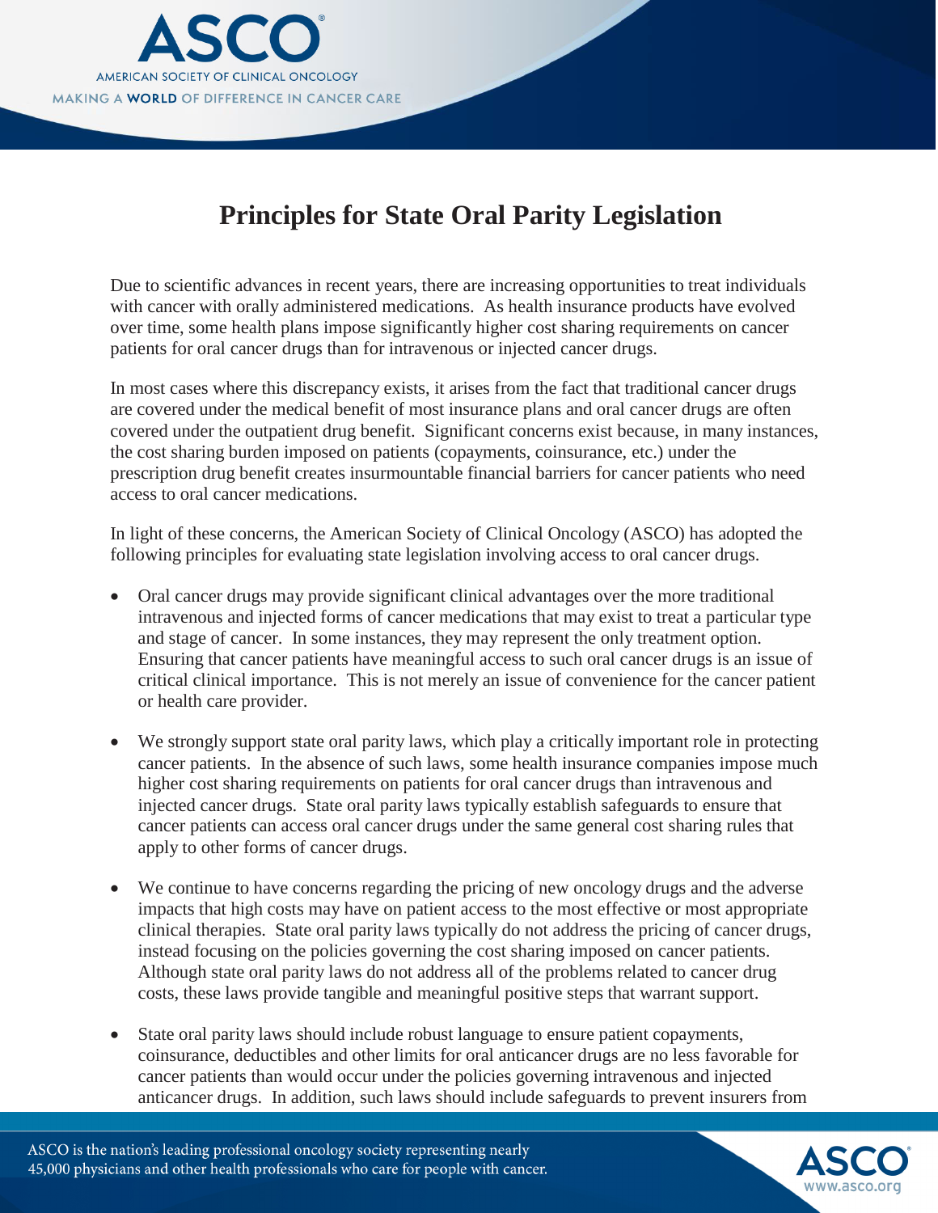# Principles for State Oral Parity Legislation

Due to scientific advances in recent years, there are increasing opportunities to treat individuals with cancer with orally administered medications. As health insurance products have evolved over time, some health plans impose significantly higher cost sharing requirements on cancer patients for oral cancer drugs than for intravenous or injected cancer drugs.

In most cases where this discrepancy exists, it arises from the fact that traditional cancer drugs are covered under the medical benefit of most insurance plans and oral cancer drugs are often covered under the outpatient drug benefit. Significant concerns exist because, in many instances, the cost sharing burden imposed on patients (copayments, coinsurance, etc.) under the prescription drug benefit creates insurmountable financial barriers for cancer patients who need access to oral cancer medications.

In light of these concerns, the American Society of Clinical Oncology (ASCO) has adopted the following principles for evaluating state legislation involving access to oral cancer drugs.

- Oral cancer drugs may provide significant clinical advantages over the more traditional intravenous and injected forms of cancer medications that may exist to treat a particular type and stage of cancer. In some instances, they may represent the only treatment option. Ensuring that cancer patients have meaningful access to such oral cancer drugs is an issue of critical clinical importance. This is not merely an issue of convenience for the cancer patient or health care provider.

- We strongly support state oral parity laws, which play a critically important role in protecting cancer patients. In the absence of such laws, some health insurance companies impose much higher cost sharing requirements on patients for oral cancer drugs than intravenous and injected cancer drugs. State oral parity laws typically establish safeguards to ensure that cancer patients can access oral cancer drugs under the same general cost sharing rules that apply to other forms of cancer drugs.

- We continue to have concerns regarding the pricing of new oncology drugs and the adverse impacts that high costs may have on patient access to the most effective or most appropriate clinical therapies. State oral parity laws typically do not address the pricing of cancer drugs, instead focusing on the policies governing the cost sharing imposed on cancer patients. Although state oral parity laws do not address all of the problems related to cancer drug costs, these laws provide tangible and meaningful positive steps that warrant support.

- State oral parity laws should include robust language to ensure patient copayments, coinsurance, deductibles and other limits for oral anticancer drugs are no less favorable for cancer patients than would occur under the policies governing intravenous and injected anticancer drugs. In addition, such laws should include safeguards to prevent insurers from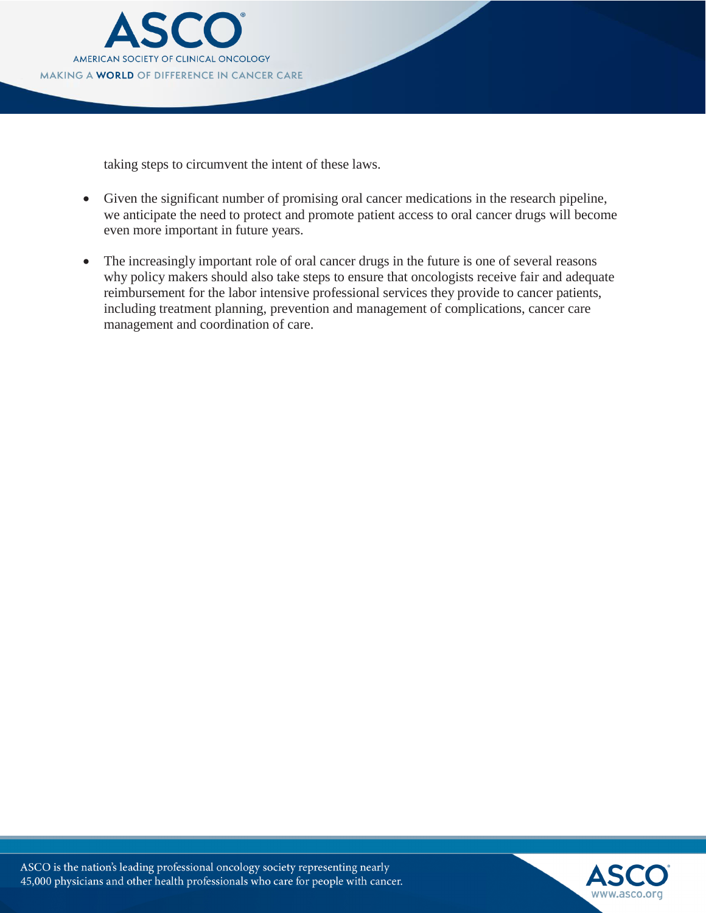taking steps to circumvent the intent of these laws.

- Given the significant number of promising oral cancer medications in the research pipeline, we anticipate the need to protect and promote patient access to oral cancer drugs will become even more important in future years.
- The increasingly important role of oral cancer drugs in the future is one of several reasons why policy makers should also take steps to ensure that oncologists receive fair and adequate reimbursement for the labor intensive professional services they provide to cancer patients, including treatment planning, prevention and management of complications, cancer care management and coordination of care.